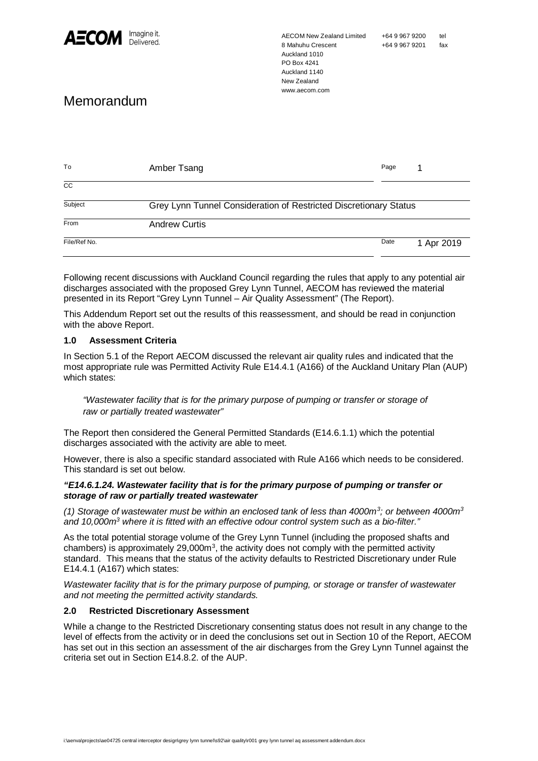AECOM Imagine it. Delivered.

AECOM New Zealand Limited
8 Mahuhu Crescent
Auckland 1010
PO Box 4241
Auckland 1140
New Zealand
www.aecom.com

+64 9 967 9200 tel
+64 9 967 9201 fax

# Memorandum

| | | | |
|---|---|---|---|
| To | Amber Tsang | Page | 1 |
| CC | | | |
| Subject | Grey Lynn Tunnel Consideration of Restricted Discretionary Status | | |
| From | Andrew Curtis | | |
| File/Ref No. | | Date | 1 Apr 2019 |

Following recent discussions with Auckland Council regarding the rules that apply to any potential air discharges associated with the proposed Grey Lynn Tunnel, AECOM has reviewed the material presented in its Report "Grey Lynn Tunnel – Air Quality Assessment" (The Report).

This Addendum Report set out the results of this reassessment, and should be read in conjunction with the above Report.

## 1.0 Assessment Criteria

In Section 5.1 of the Report AECOM discussed the relevant air quality rules and indicated that the most appropriate rule was Permitted Activity Rule E14.4.1 (A166) of the Auckland Unitary Plan (AUP) which states:

> *"Wastewater facility that is for the primary purpose of pumping or transfer or storage of raw or partially treated wastewater"*

The Report then considered the General Permitted Standards (E14.6.1.1) which the potential discharges associated with the activity are able to meet.

However, there is also a specific standard associated with Rule A166 which needs to be considered. This standard is set out below.

***"E14.6.1.24. Wastewater facility that is for the primary purpose of pumping or transfer or storage of raw or partially treated wastewater***

*(1) Storage of wastewater must be within an enclosed tank of less than 4000m$^3$; or between 4000m$^3$ and 10,000m$^3$ where it is fitted with an effective odour control system such as a bio-filter."*

As the total potential storage volume of the Grey Lynn Tunnel (including the proposed shafts and chambers) is approximately 29,000m$^3$, the activity does not comply with the permitted activity standard. This means that the status of the activity defaults to Restricted Discretionary under Rule E14.4.1 (A167) which states:

*Wastewater facility that is for the primary purpose of pumping, or storage or transfer of wastewater and not meeting the permitted activity standards.*

## 2.0 Restricted Discretionary Assessment

While a change to the Restricted Discretionary consenting status does not result in any change to the level of effects from the activity or in deed the conclusions set out in Section 10 of the Report, AECOM has set out in this section an assessment of the air discharges from the Grey Lynn Tunnel against the criteria set out in Section E14.8.2. of the AUP.

i:\aenva\projects\ae04725 central interceptor design\grey lynn tunnel\s92\air quality\r001 grey lynn tunnel aq assessment addendum.docx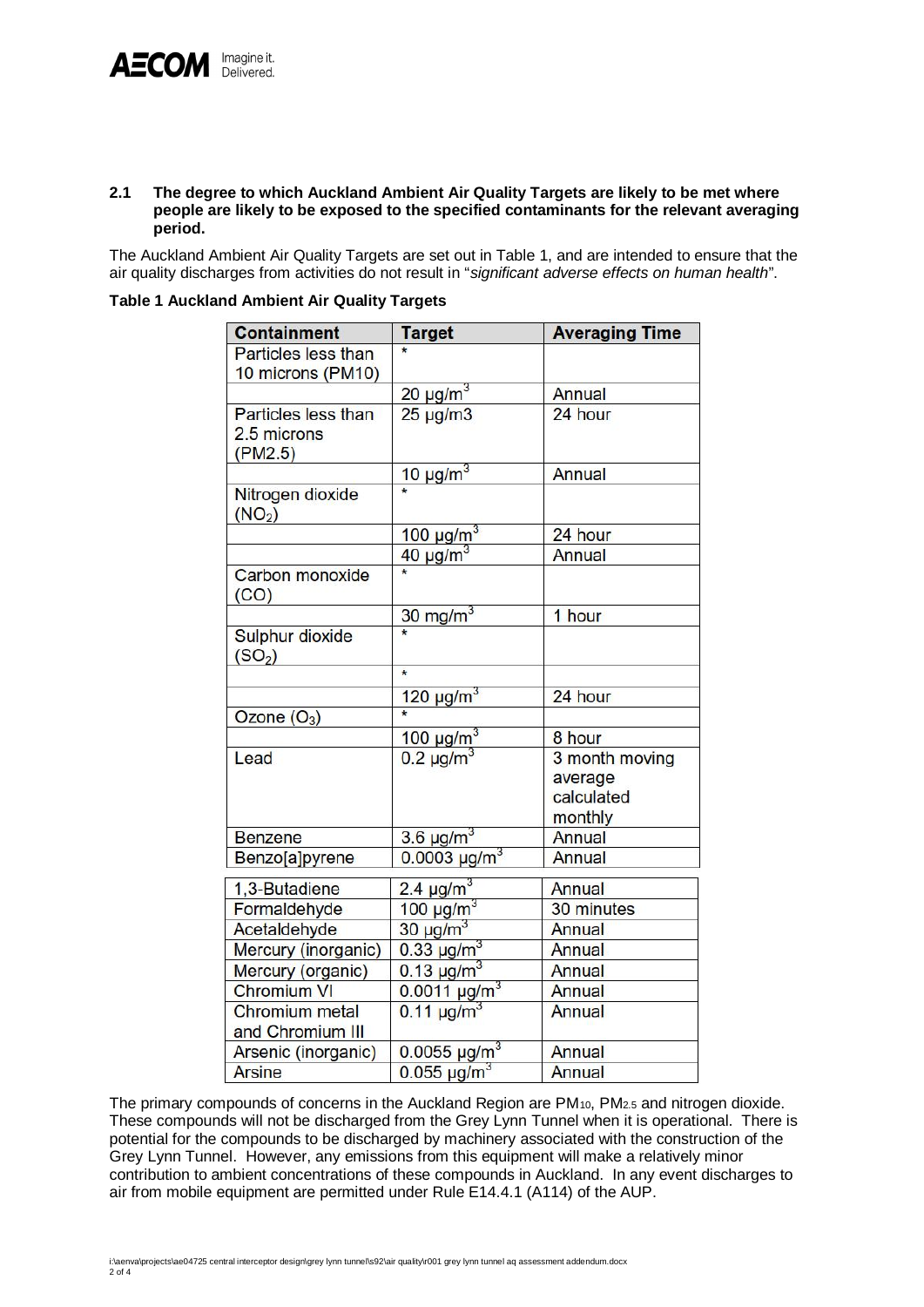### 2.1 The degree to which Auckland Ambient Air Quality Targets are likely to be met where people are likely to be exposed to the specified contaminants for the relevant averaging period.

The Auckland Ambient Air Quality Targets are set out in Table 1, and are intended to ensure that the air quality discharges from activities do not result in "*significant adverse effects on human health*".

**Table 1 Auckland Ambient Air Quality Targets**

| Containment | Target | Averaging Time |
|---|---|---|
| Particles less than 10 microns (PM10) | * | |
| | 20 μg/m$^3$ | Annual |
| Particles less than 2.5 microns (PM2.5) | 25 μg/m3 | 24 hour |
| | 10 μg/m$^3$ | Annual |
| Nitrogen dioxide ($NO_2$) | * | |
| | 100 μg/m$^3$ | 24 hour |
| | 40 μg/m$^3$ | Annual |
| Carbon monoxide (CO) | * | |
| | 30 mg/m$^3$ | 1 hour |
| Sulphur dioxide ($SO_2$) | * | |
| | * | |
| | 120 μg/m$^3$ | 24 hour |
| Ozone ($O_3$) | * | |
| | 100 μg/m$^3$ | 8 hour |
| Lead | 0.2 μg/m$^3$ | 3 month moving average calculated monthly |
| Benzene | 3.6 μg/m$^3$ | Annual |
| Benzo[a]pyrene | 0.0003 μg/m$^3$ | Annual |
| 1,3-Butadiene | 2.4 μg/m$^3$ | Annual |
| Formaldehyde | 100 μg/m$^3$ | 30 minutes |
| Acetaldehyde | 30 μg/m$^3$ | Annual |
| Mercury (inorganic) | 0.33 μg/m$^3$ | Annual |
| Mercury (organic) | 0.13 μg/m$^3$ | Annual |
| Chromium VI | 0.0011 μg/m$^3$ | Annual |
| Chromium metal and Chromium III | 0.11 μg/m$^3$ | Annual |
| Arsenic (inorganic) | 0.0055 μg/m$^3$ | Annual |
| Arsine | 0.055 μg/m$^3$ | Annual |

The primary compounds of concerns in the Auckland Region are $PM_{10}$, $PM_{2.5}$ and nitrogen dioxide. These compounds will not be discharged from the Grey Lynn Tunnel when it is operational. There is potential for the compounds to be discharged by machinery associated with the construction of the Grey Lynn Tunnel. However, any emissions from this equipment will make a relatively minor contribution to ambient concentrations of these compounds in Auckland. In any event discharges to air from mobile equipment are permitted under Rule E14.4.1 (A114) of the AUP.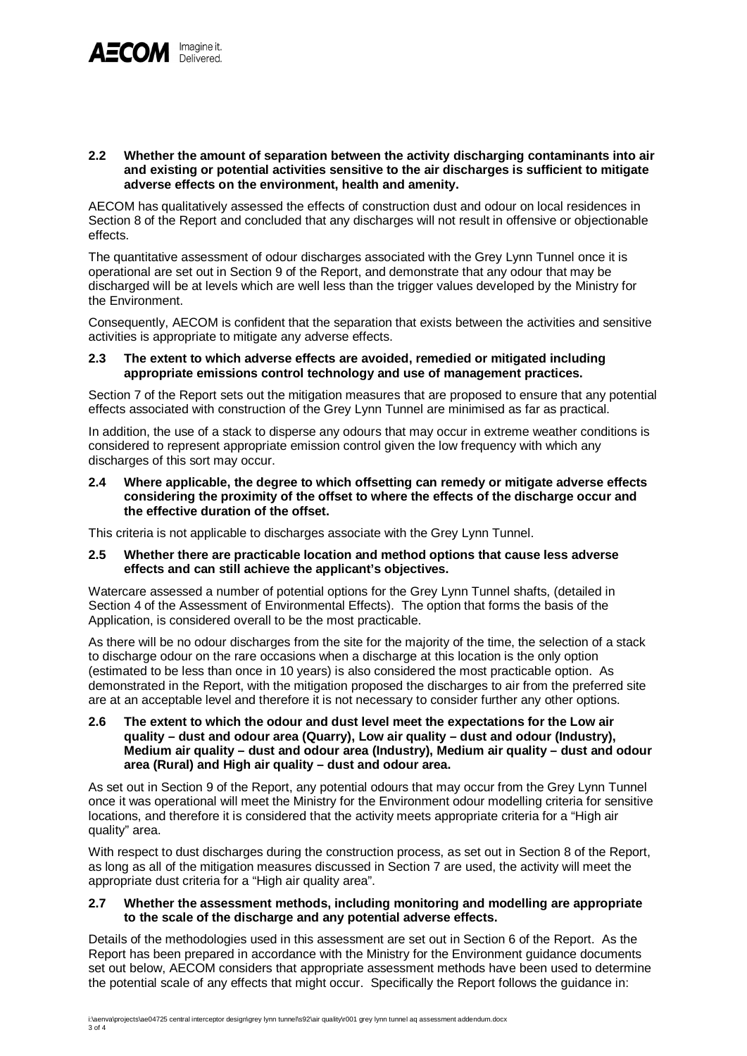### 2.2 Whether the amount of separation between the activity discharging contaminants into air and existing or potential activities sensitive to the air discharges is sufficient to mitigate adverse effects on the environment, health and amenity.

AECOM has qualitatively assessed the effects of construction dust and odour on local residences in Section 8 of the Report and concluded that any discharges will not result in offensive or objectionable effects.

The quantitative assessment of odour discharges associated with the Grey Lynn Tunnel once it is operational are set out in Section 9 of the Report, and demonstrate that any odour that may be discharged will be at levels which are well less than the trigger values developed by the Ministry for the Environment.

Consequently, AECOM is confident that the separation that exists between the activities and sensitive activities is appropriate to mitigate any adverse effects.

### 2.3 The extent to which adverse effects are avoided, remedied or mitigated including appropriate emissions control technology and use of management practices.

Section 7 of the Report sets out the mitigation measures that are proposed to ensure that any potential effects associated with construction of the Grey Lynn Tunnel are minimised as far as practical.

In addition, the use of a stack to disperse any odours that may occur in extreme weather conditions is considered to represent appropriate emission control given the low frequency with which any discharges of this sort may occur.

### 2.4 Where applicable, the degree to which offsetting can remedy or mitigate adverse effects considering the proximity of the offset to where the effects of the discharge occur and the effective duration of the offset.

This criteria is not applicable to discharges associate with the Grey Lynn Tunnel.

### 2.5 Whether there are practicable location and method options that cause less adverse effects and can still achieve the applicant's objectives.

Watercare assessed a number of potential options for the Grey Lynn Tunnel shafts, (detailed in Section 4 of the Assessment of Environmental Effects). The option that forms the basis of the Application, is considered overall to be the most practicable.

As there will be no odour discharges from the site for the majority of the time, the selection of a stack to discharge odour on the rare occasions when a discharge at this location is the only option (estimated to be less than once in 10 years) is also considered the most practicable option. As demonstrated in the Report, with the mitigation proposed the discharges to air from the preferred site are at an acceptable level and therefore it is not necessary to consider further any other options.

### 2.6 The extent to which the odour and dust level meet the expectations for the Low air quality – dust and odour area (Quarry), Low air quality – dust and odour (Industry), Medium air quality – dust and odour area (Industry), Medium air quality – dust and odour area (Rural) and High air quality – dust and odour area.

As set out in Section 9 of the Report, any potential odours that may occur from the Grey Lynn Tunnel once it was operational will meet the Ministry for the Environment odour modelling criteria for sensitive locations, and therefore it is considered that the activity meets appropriate criteria for a "High air quality" area.

With respect to dust discharges during the construction process, as set out in Section 8 of the Report, as long as all of the mitigation measures discussed in Section 7 are used, the activity will meet the appropriate dust criteria for a "High air quality area".

### 2.7 Whether the assessment methods, including monitoring and modelling are appropriate to the scale of the discharge and any potential adverse effects.

Details of the methodologies used in this assessment are set out in Section 6 of the Report. As the Report has been prepared in accordance with the Ministry for the Environment guidance documents set out below, AECOM considers that appropriate assessment methods have been used to determine the potential scale of any effects that might occur. Specifically the Report follows the guidance in: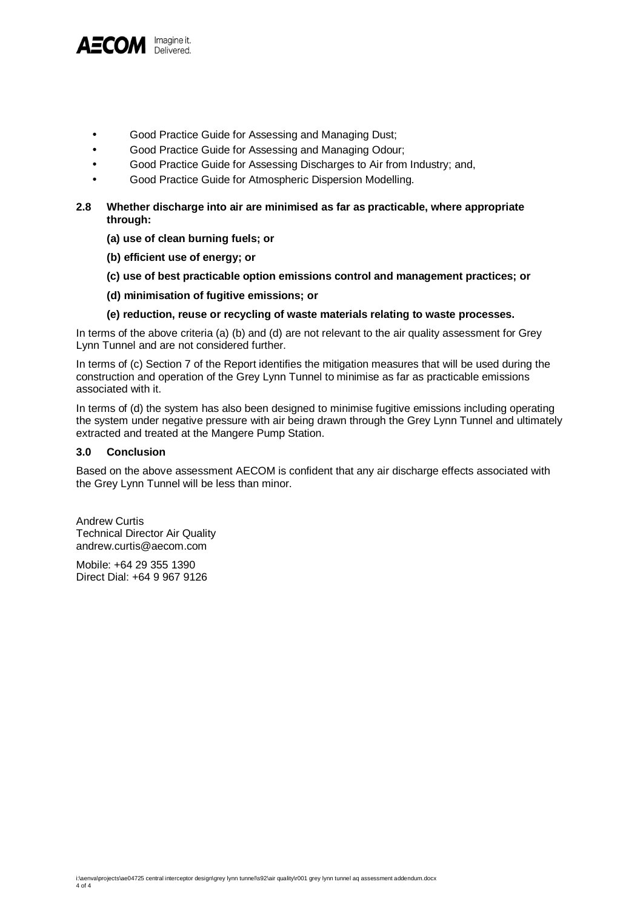- Good Practice Guide for Assessing and Managing Dust;
- Good Practice Guide for Assessing and Managing Odour;
- Good Practice Guide for Assessing Discharges to Air from Industry; and,
- Good Practice Guide for Atmospheric Dispersion Modelling.

**2.8 Whether discharge into air are minimised as far as practicable, where appropriate through:**

**(a) use of clean burning fuels; or**

**(b) efficient use of energy; or**

**(c) use of best practicable option emissions control and management practices; or**

**(d) minimisation of fugitive emissions; or**

**(e) reduction, reuse or recycling of waste materials relating to waste processes.**

In terms of the above criteria (a) (b) and (d) are not relevant to the air quality assessment for Grey Lynn Tunnel and are not considered further.

In terms of (c) Section 7 of the Report identifies the mitigation measures that will be used during the construction and operation of the Grey Lynn Tunnel to minimise as far as practicable emissions associated with it.

In terms of (d) the system has also been designed to minimise fugitive emissions including operating the system under negative pressure with air being drawn through the Grey Lynn Tunnel and ultimately extracted and treated at the Mangere Pump Station.

**3.0 Conclusion**

Based on the above assessment AECOM is confident that any air discharge effects associated with the Grey Lynn Tunnel will be less than minor.

Andrew Curtis
Technical Director Air Quality
andrew.curtis@aecom.com

Mobile: +64 29 355 1390
Direct Dial: +64 9 967 9126